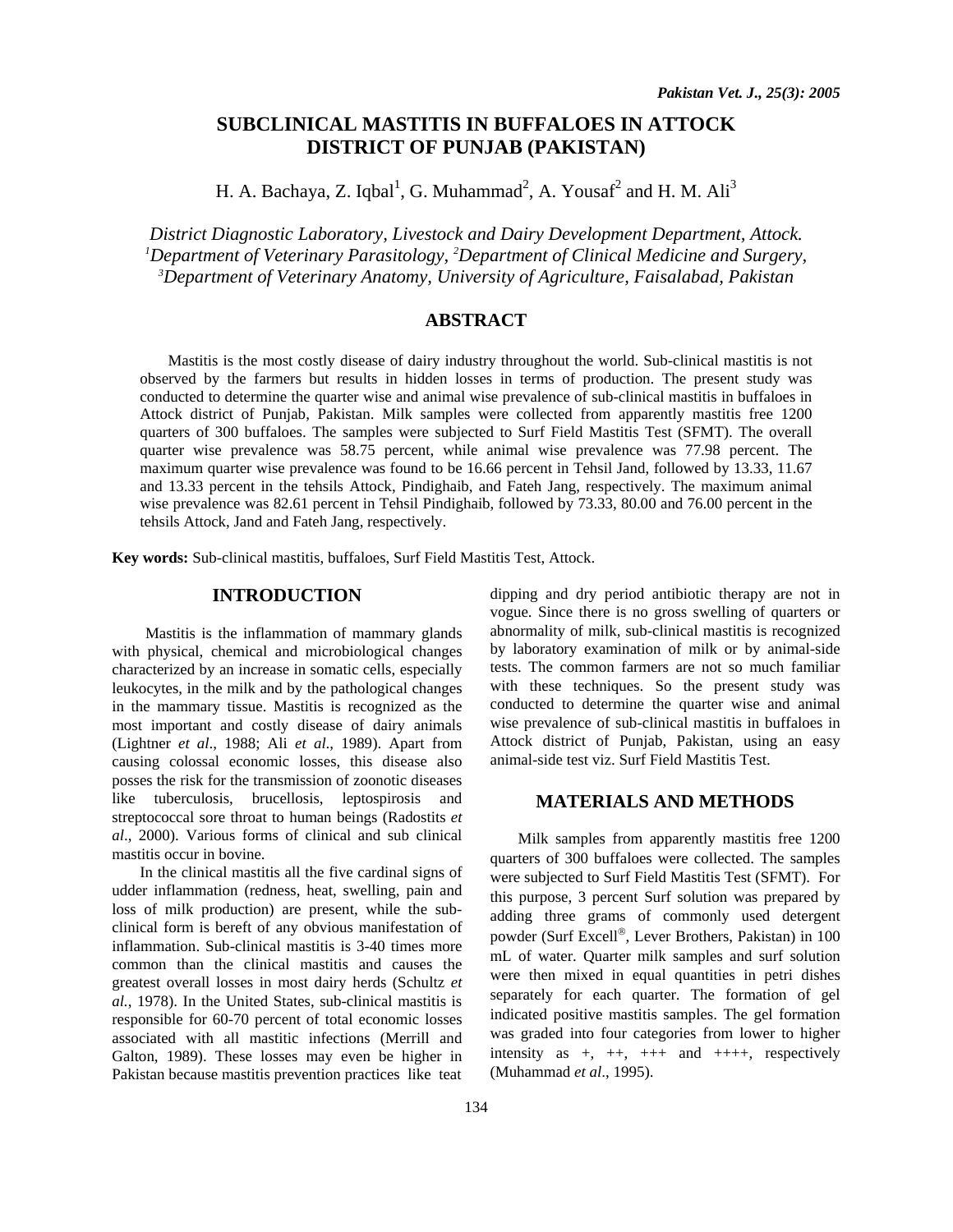# SUBCLINICAL MASTITIS IN BUFFALOES IN ATTOCK DISTRICT OF PUNJAB (PAKISTAN)

H. A. Bachaya, Z. Iqbal[1], G. Muhammad[2], A. Yousaf[2] and H. M. Ali[3]

*District Diagnostic Laboratory, Livestock and Dairy Development Department, Attock.*
*[1]Department of Veterinary Parasitology, [2]Department of Clinical Medicine and Surgery,*
*[3]Department of Veterinary Anatomy, University of Agriculture, Faisalabad, Pakistan*

## ABSTRACT

Mastitis is the most costly disease of dairy industry throughout the world. Sub-clinical mastitis is not observed by the farmers but results in hidden losses in terms of production. The present study was conducted to determine the quarter wise and animal wise prevalence of sub-clinical mastitis in buffaloes in Attock district of Punjab, Pakistan. Milk samples were collected from apparently mastitis free 1200 quarters of 300 buffaloes. The samples were subjected to Surf Field Mastitis Test (SFMT). The overall quarter wise prevalence was 58.75 percent, while animal wise prevalence was 77.98 percent. The maximum quarter wise prevalence was found to be 16.66 percent in Tehsil Jand, followed by 13.33, 11.67 and 13.33 percent in the tehsils Attock, Pindighaib, and Fateh Jang, respectively. The maximum animal wise prevalence was 82.61 percent in Tehsil Pindighaib, followed by 73.33, 80.00 and 76.00 percent in the tehsils Attock, Jand and Fateh Jang, respectively.

**Key words:** Sub-clinical mastitis, buffaloes, Surf Field Mastitis Test, Attock.

## INTRODUCTION

Mastitis is the inflammation of mammary glands with physical, chemical and microbiological changes characterized by an increase in somatic cells, especially leukocytes, in the milk and by the pathological changes in the mammary tissue. Mastitis is recognized as the most important and costly disease of dairy animals (Lightner *et al*., 1988; Ali *et al*., 1989). Apart from causing colossal economic losses, this disease also posses the risk for the transmission of zoonotic diseases like tuberculosis, brucellosis, leptospirosis and streptococcal sore throat to human beings (Radostits *et al*., 2000). Various forms of clinical and sub clinical mastitis occur in bovine.

In the clinical mastitis all the five cardinal signs of udder inflammation (redness, heat, swelling, pain and loss of milk production) are present, while the sub-clinical form is bereft of any obvious manifestation of inflammation. Sub-clinical mastitis is 3-40 times more common than the clinical mastitis and causes the greatest overall losses in most dairy herds (Schultz *et al.*, 1978). In the United States, sub-clinical mastitis is responsible for 60-70 percent of total economic losses associated with all mastitic infections (Merrill and Galton, 1989). These losses may even be higher in Pakistan because mastitis prevention practices like teat dipping and dry period antibiotic therapy are not in vogue. Since there is no gross swelling of quarters or abnormality of milk, sub-clinical mastitis is recognized by laboratory examination of milk or by animal-side tests. The common farmers are not so much familiar with these techniques. So the present study was conducted to determine the quarter wise and animal wise prevalence of sub-clinical mastitis in buffaloes in Attock district of Punjab, Pakistan, using an easy animal-side test viz. Surf Field Mastitis Test.

## MATERIALS AND METHODS

Milk samples from apparently mastitis free 1200 quarters of 300 buffaloes were collected. The samples were subjected to Surf Field Mastitis Test (SFMT). For this purpose, 3 percent Surf solution was prepared by adding three grams of commonly used detergent powder (Surf Excell®, Lever Brothers, Pakistan) in 100 mL of water. Quarter milk samples and surf solution were then mixed in equal quantities in petri dishes separately for each quarter. The formation of gel indicated positive mastitis samples. The gel formation was graded into four categories from lower to higher intensity as +, ++, +++ and ++++, respectively (Muhammad *et al*., 1995).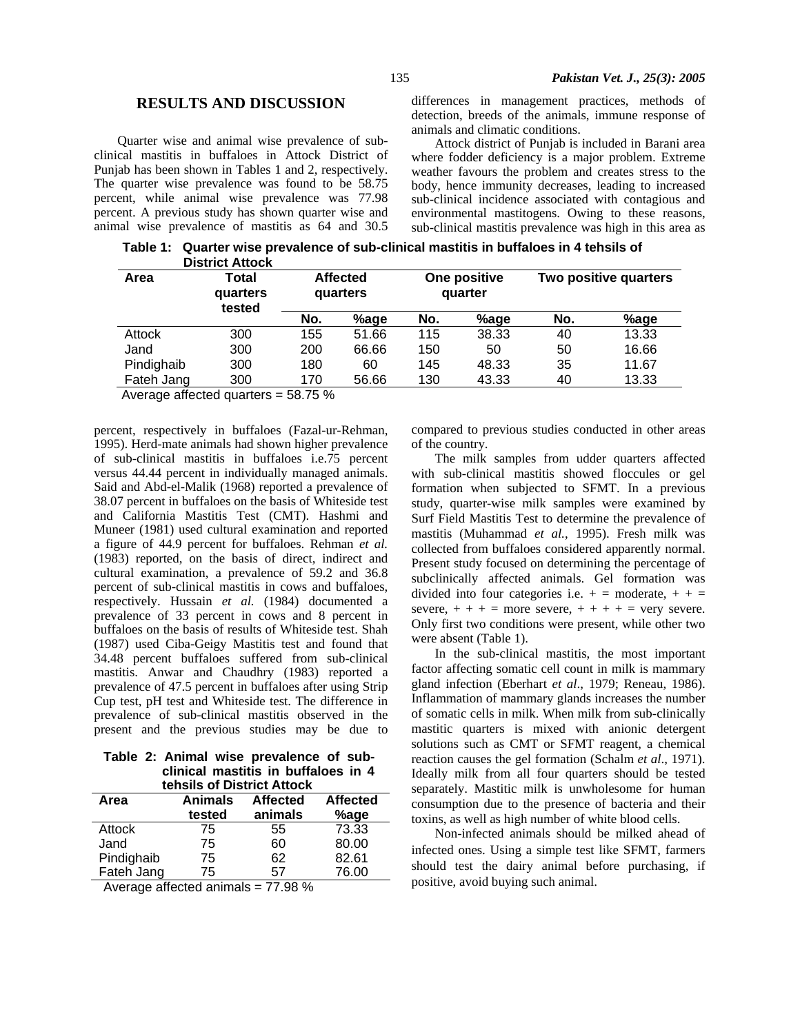## RESULTS AND DISCUSSION

Quarter wise and animal wise prevalence of sub-clinical mastitis in buffaloes in Attock District of Punjab has been shown in Tables 1 and 2, respectively. The quarter wise prevalence was found to be 58.75 percent, while animal wise prevalence was 77.98 percent. A previous study has shown quarter wise and animal wise prevalence of mastitis as 64 and 30.5 percent, respectively in buffaloes (Fazal-ur-Rehman, 1995). Herd-mate animals had shown higher prevalence of sub-clinical mastitis in buffaloes i.e.75 percent versus 44.44 percent in individually managed animals. Said and Abd-el-Malik (1968) reported a prevalence of 38.07 percent in buffaloes on the basis of Whiteside test and California Mastitis Test (CMT). Hashmi and Muneer (1981) used cultural examination and reported a figure of 44.9 percent for buffaloes. Rehman *et al.* (1983) reported, on the basis of direct, indirect and cultural examination, a prevalence of 59.2 and 36.8 percent of sub-clinical mastitis in cows and buffaloes, respectively. Hussain *et al.* (1984) documented a prevalence of 33 percent in cows and 8 percent in buffaloes on the basis of results of Whiteside test. Shah (1987) used Ciba-Geigy Mastitis test and found that 34.48 percent buffaloes suffered from sub-clinical mastitis. Anwar and Chaudhry (1983) reported a prevalence of 47.5 percent in buffaloes after using Strip Cup test, pH test and Whiteside test. The difference in prevalence of sub-clinical mastitis observed in the present and the previous studies may be due to differences in management practices, methods of detection, breeds of the animals, immune response of animals and climatic conditions.

**Table 1: Quarter wise prevalence of sub-clinical mastitis in buffaloes in 4 tehsils of District Attock**

| Area | Total quarters tested | Affected quarters | | One positive quarter | | Two positive quarters | |
|---|---|---|---|---|---|---|---|
| | | No. | %age | No. | %age | No. | %age |
| Attock | 300 | 155 | 51.66 | 115 | 38.33 | 40 | 13.33 |
| Jand | 300 | 200 | 66.66 | 150 | 50 | 50 | 16.66 |
| Pindighaib | 300 | 180 | 60 | 145 | 48.33 | 35 | 11.67 |
| Fateh Jang | 300 | 170 | 56.66 | 130 | 43.33 | 40 | 13.33 |

Average affected quarters = 58.75 %

**Table 2: Animal wise prevalence of sub-clinical mastitis in buffaloes in 4 tehsils of District Attock**

| Area | Animals tested | Affected animals | Affected %age |
|---|---|---|---|
| Attock | 75 | 55 | 73.33 |
| Jand | 75 | 60 | 80.00 |
| Pindighaib | 75 | 62 | 82.61 |
| Fateh Jang | 75 | 57 | 76.00 |

Average affected animals = 77.98 %

Attock district of Punjab is included in Barani area where fodder deficiency is a major problem. Extreme weather favours the problem and creates stress to the body, hence immunity decreases, leading to increased sub-clinical incidence associated with contagious and environmental mastitogens. Owing to these reasons, sub-clinical mastitis prevalence was high in this area as compared to previous studies conducted in other areas of the country.

The milk samples from udder quarters affected with sub-clinical mastitis showed floccules or gel formation when subjected to SFMT. In a previous study, quarter-wise milk samples were examined by Surf Field Mastitis Test to determine the prevalence of mastitis (Muhammad *et al.*, 1995). Fresh milk was collected from buffaloes considered apparently normal. Present study focused on determining the percentage of subclinically affected animals. Gel formation was divided into four categories i.e. + = moderate, + + = severe, + + + = more severe, + + + + = very severe. Only first two conditions were present, while other two were absent (Table 1).

In the sub-clinical mastitis, the most important factor affecting somatic cell count in milk is mammary gland infection (Eberhart *et al*., 1979; Reneau, 1986). Inflammation of mammary glands increases the number of somatic cells in milk. When milk from sub-clinically mastitic quarters is mixed with anionic detergent solutions such as CMT or SFMT reagent, a chemical reaction causes the gel formation (Schalm *et al*., 1971). Ideally milk from all four quarters should be tested separately. Mastitic milk is unwholesome for human consumption due to the presence of bacteria and their toxins, as well as high number of white blood cells.

Non-infected animals should be milked ahead of infected ones. Using a simple test like SFMT, farmers should test the dairy animal before purchasing, if positive, avoid buying such animal.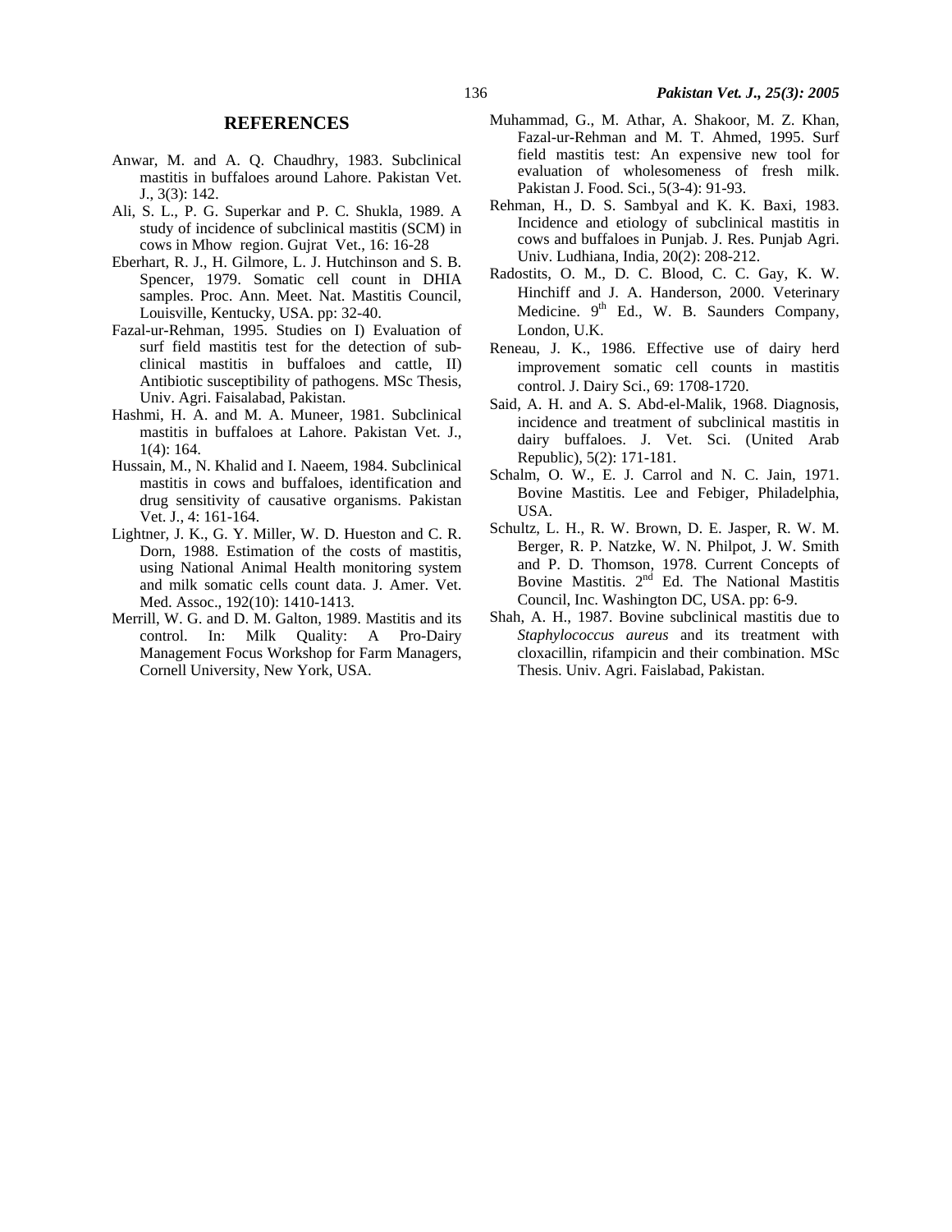## REFERENCES

Anwar, M. and A. Q. Chaudhry, 1983. Subclinical mastitis in buffaloes around Lahore. Pakistan Vet. J., 3(3): 142.

Ali, S. L., P. G. Superkar and P. C. Shukla, 1989. A study of incidence of subclinical mastitis (SCM) in cows in Mhow region. Gujrat Vet., 16: 16-28

Eberhart, R. J., H. Gilmore, L. J. Hutchinson and S. B. Spencer, 1979. Somatic cell count in DHIA samples. Proc. Ann. Meet. Nat. Mastitis Council, Louisville, Kentucky, USA. pp: 32-40.

Fazal-ur-Rehman, 1995. Studies on I) Evaluation of surf field mastitis test for the detection of sub-clinical mastitis in buffaloes and cattle, II) Antibiotic susceptibility of pathogens. MSc Thesis, Univ. Agri. Faisalabad, Pakistan.

Hashmi, H. A. and M. A. Muneer, 1981. Subclinical mastitis in buffaloes at Lahore. Pakistan Vet. J., 1(4): 164.

Hussain, M., N. Khalid and I. Naeem, 1984. Subclinical mastitis in cows and buffaloes, identification and drug sensitivity of causative organisms. Pakistan Vet. J., 4: 161-164.

Lightner, J. K., G. Y. Miller, W. D. Hueston and C. R. Dorn, 1988. Estimation of the costs of mastitis, using National Animal Health monitoring system and milk somatic cells count data. J. Amer. Vet. Med. Assoc., 192(10): 1410-1413.

Merrill, W. G. and D. M. Galton, 1989. Mastitis and its control. In: Milk Quality: A Pro-Dairy Management Focus Workshop for Farm Managers, Cornell University, New York, USA.

Muhammad, G., M. Athar, A. Shakoor, M. Z. Khan, Fazal-ur-Rehman and M. T. Ahmed, 1995. Surf field mastitis test: An expensive new tool for evaluation of wholesomeness of fresh milk. Pakistan J. Food. Sci., 5(3-4): 91-93.

Rehman, H., D. S. Sambyal and K. K. Baxi, 1983. Incidence and etiology of subclinical mastitis in cows and buffaloes in Punjab. J. Res. Punjab Agri. Univ. Ludhiana, India, 20(2): 208-212.

Radostits, O. M., D. C. Blood, C. C. Gay, K. W. Hinchiff and J. A. Handerson, 2000. Veterinary Medicine. 9th Ed., W. B. Saunders Company, London, U.K.

Reneau, J. K., 1986. Effective use of dairy herd improvement somatic cell counts in mastitis control. J. Dairy Sci., 69: 1708-1720.

Said, A. H. and A. S. Abd-el-Malik, 1968. Diagnosis, incidence and treatment of subclinical mastitis in dairy buffaloes. J. Vet. Sci. (United Arab Republic), 5(2): 171-181.

Schalm, O. W., E. J. Carrol and N. C. Jain, 1971. Bovine Mastitis. Lee and Febiger, Philadelphia, USA.

Schultz, L. H., R. W. Brown, D. E. Jasper, R. W. M. Berger, R. P. Natzke, W. N. Philpot, J. W. Smith and P. D. Thomson, 1978. Current Concepts of Bovine Mastitis. 2nd Ed. The National Mastitis Council, Inc. Washington DC, USA. pp: 6-9.

Shah, A. H., 1987. Bovine subclinical mastitis due to *Staphylococcus aureus* and its treatment with cloxacillin, rifampicin and their combination. MSc Thesis. Univ. Agri. Faislabad, Pakistan.